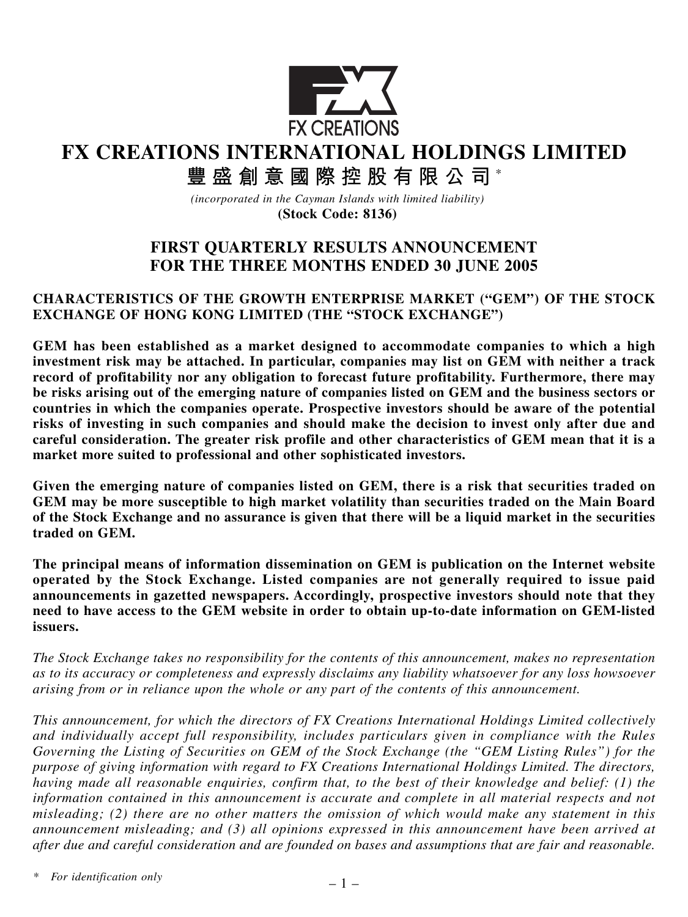FX CREATIONS

# FX CREATIONS INTERNATIONAL HOLDINGS LIMITED

# 豐盛創意國際控股有限公司*

*(incorporated in the Cayman Islands with limited liability)*

**(Stock Code: 8136)**

## FIRST QUARTERLY RESULTS ANNOUNCEMENT FOR THE THREE MONTHS ENDED 30 JUNE 2005

**CHARACTERISTICS OF THE GROWTH ENTERPRISE MARKET ("GEM") OF THE STOCK EXCHANGE OF HONG KONG LIMITED (THE "STOCK EXCHANGE")**

**GEM has been established as a market designed to accommodate companies to which a high investment risk may be attached. In particular, companies may list on GEM with neither a track record of profitability nor any obligation to forecast future profitability. Furthermore, there may be risks arising out of the emerging nature of companies listed on GEM and the business sectors or countries in which the companies operate. Prospective investors should be aware of the potential risks of investing in such companies and should make the decision to invest only after due and careful consideration. The greater risk profile and other characteristics of GEM mean that it is a market more suited to professional and other sophisticated investors.**

**Given the emerging nature of companies listed on GEM, there is a risk that securities traded on GEM may be more susceptible to high market volatility than securities traded on the Main Board of the Stock Exchange and no assurance is given that there will be a liquid market in the securities traded on GEM.**

**The principal means of information dissemination on GEM is publication on the Internet website operated by the Stock Exchange. Listed companies are not generally required to issue paid announcements in gazetted newspapers. Accordingly, prospective investors should note that they need to have access to the GEM website in order to obtain up-to-date information on GEM-listed issuers.**

*The Stock Exchange takes no responsibility for the contents of this announcement, makes no representation as to its accuracy or completeness and expressly disclaims any liability whatsoever for any loss howsoever arising from or in reliance upon the whole or any part of the contents of this announcement.*

*This announcement, for which the directors of FX Creations International Holdings Limited collectively and individually accept full responsibility, includes particulars given in compliance with the Rules Governing the Listing of Securities on GEM of the Stock Exchange (the "GEM Listing Rules") for the purpose of giving information with regard to FX Creations International Holdings Limited. The directors, having made all reasonable enquiries, confirm that, to the best of their knowledge and belief: (1) the information contained in this announcement is accurate and complete in all material respects and not misleading; (2) there are no other matters the omission of which would make any statement in this announcement misleading; and (3) all opinions expressed in this announcement have been arrived at after due and careful consideration and are founded on bases and assumptions that are fair and reasonable.*

* *For identification only*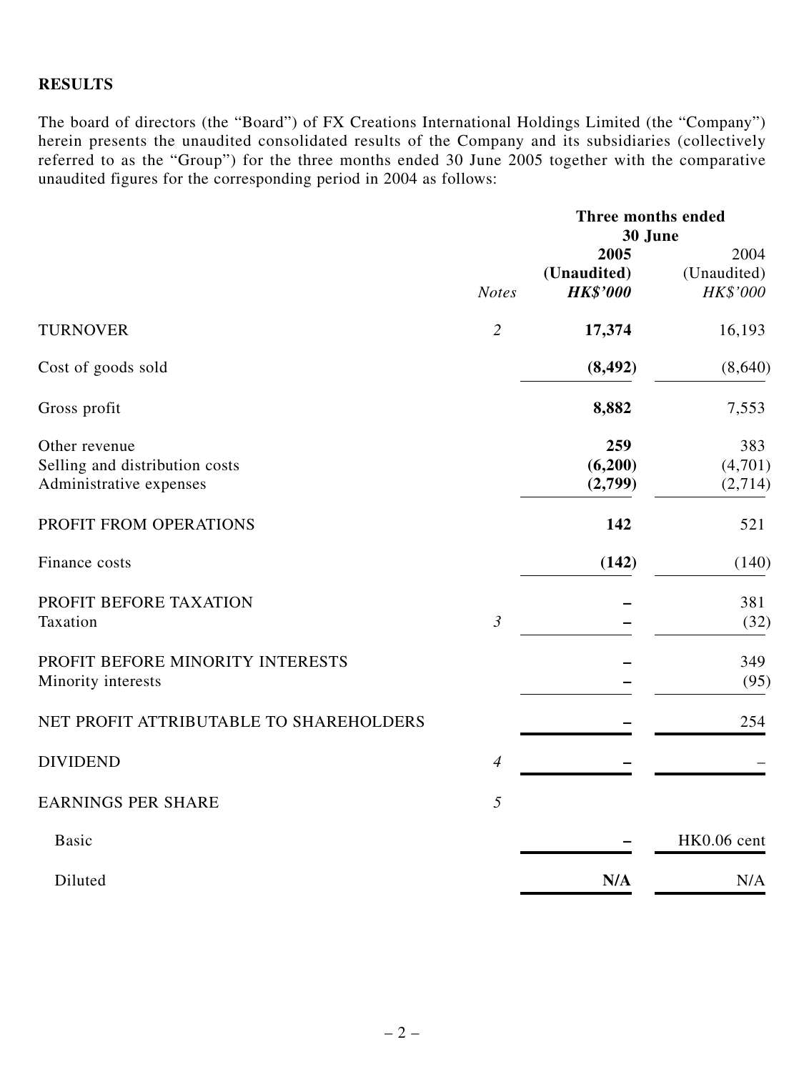**RESULTS**

The board of directors (the "Board") of FX Creations International Holdings Limited (the "Company") herein presents the unaudited consolidated results of the Company and its subsidiaries (collectively referred to as the "Group") for the three months ended 30 June 2005 together with the comparative unaudited figures for the corresponding period in 2004 as follows:

| | | Three months ended 30 June | |
|---|---|---|---|
| | | **2005** | 2004 |
| | | **(Unaudited)** | (Unaudited) |
| | *Notes* | ***HK$'000*** | *HK$'000* |
| TURNOVER | *2* | **17,374** | 16,193 |
| Cost of goods sold | | **(8,492)** | (8,640) |
| Gross profit | | **8,882** | 7,553 |
| Other revenue | | **259** | 383 |
| Selling and distribution costs | | **(6,200)** | (4,701) |
| Administrative expenses | | **(2,799)** | (2,714) |
| PROFIT FROM OPERATIONS | | **142** | 521 |
| Finance costs | | **(142)** | (140) |
| PROFIT BEFORE TAXATION | | **–** | 381 |
| Taxation | *3* | **–** | (32) |
| PROFIT BEFORE MINORITY INTERESTS | | **–** | 349 |
| Minority interests | | **–** | (95) |
| NET PROFIT ATTRIBUTABLE TO SHAREHOLDERS | | **–** | 254 |
| DIVIDEND | *4* | **–** | – |
| EARNINGS PER SHARE | *5* | | |
| Basic | | **–** | HK0.06 cent |
| Diluted | | **N/A** | N/A |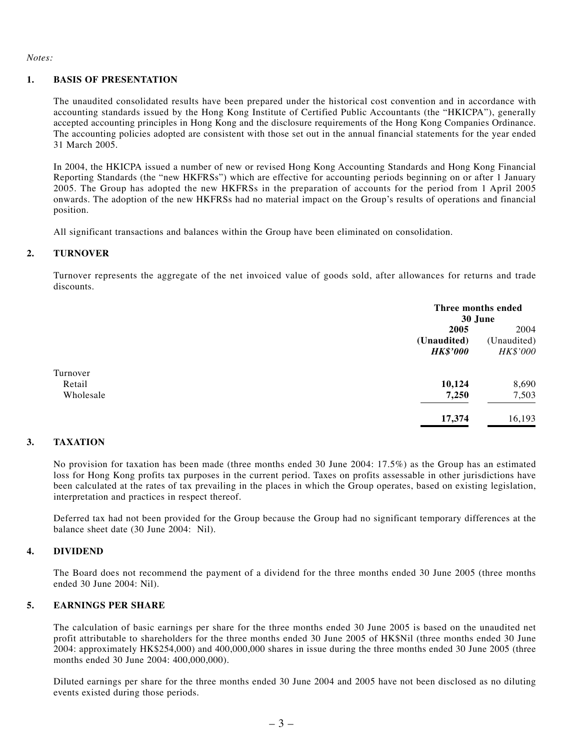*Notes:*

## 1. BASIS OF PRESENTATION

The unaudited consolidated results have been prepared under the historical cost convention and in accordance with accounting standards issued by the Hong Kong Institute of Certified Public Accountants (the "HKICPA"), generally accepted accounting principles in Hong Kong and the disclosure requirements of the Hong Kong Companies Ordinance. The accounting policies adopted are consistent with those set out in the annual financial statements for the year ended 31 March 2005.

In 2004, the HKICPA issued a number of new or revised Hong Kong Accounting Standards and Hong Kong Financial Reporting Standards (the "new HKFRSs") which are effective for accounting periods beginning on or after 1 January 2005. The Group has adopted the new HKFRSs in the preparation of accounts for the period from 1 April 2005 onwards. The adoption of the new HKFRSs had no material impact on the Group's results of operations and financial position.

All significant transactions and balances within the Group have been eliminated on consolidation.

## 2. TURNOVER

Turnover represents the aggregate of the net invoiced value of goods sold, after allowances for returns and trade discounts.

| | Three months ended 30 June | |
|---|---|---|
| | **2005** | 2004 |
| | **(Unaudited)** | (Unaudited) |
| | ***HK$'000*** | *HK$'000* |
| Turnover | | |
| Retail | **10,124** | 8,690 |
| Wholesale | **7,250** | 7,503 |
| | **17,374** | 16,193 |

## 3. TAXATION

No provision for taxation has been made (three months ended 30 June 2004: 17.5%) as the Group has an estimated loss for Hong Kong profits tax purposes in the current period. Taxes on profits assessable in other jurisdictions have been calculated at the rates of tax prevailing in the places in which the Group operates, based on existing legislation, interpretation and practices in respect thereof.

Deferred tax had not been provided for the Group because the Group had no significant temporary differences at the balance sheet date (30 June 2004: Nil).

## 4. DIVIDEND

The Board does not recommend the payment of a dividend for the three months ended 30 June 2005 (three months ended 30 June 2004: Nil).

## 5. EARNINGS PER SHARE

The calculation of basic earnings per share for the three months ended 30 June 2005 is based on the unaudited net profit attributable to shareholders for the three months ended 30 June 2005 of HK$Nil (three months ended 30 June 2004: approximately HK$254,000) and 400,000,000 shares in issue during the three months ended 30 June 2005 (three months ended 30 June 2004: 400,000,000).

Diluted earnings per share for the three months ended 30 June 2004 and 2005 have not been disclosed as no diluting events existed during those periods.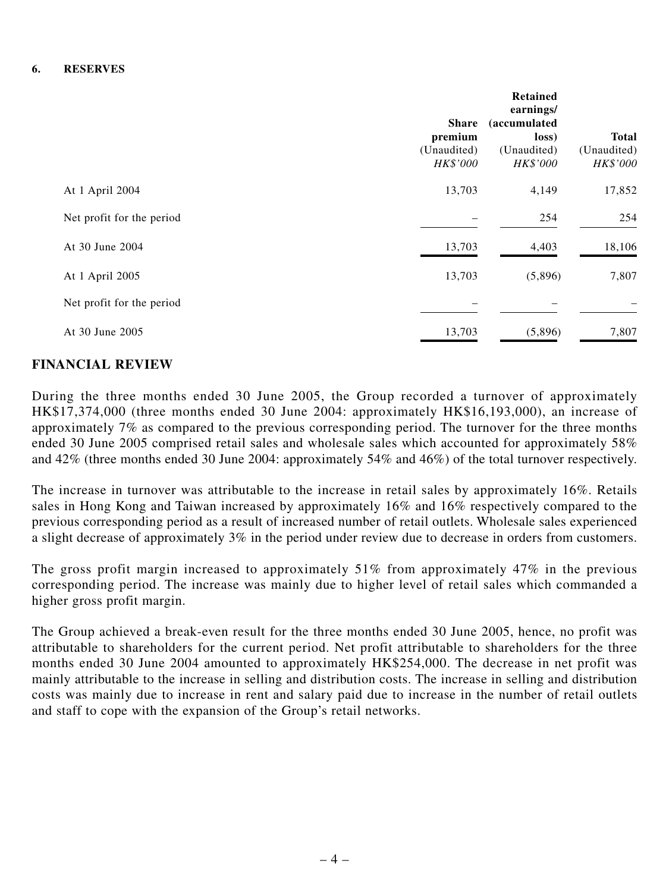**6. RESERVES**

| | Share premium (Unaudited) *HK$'000* | Retained earnings/ (accumulated loss) (Unaudited) *HK$'000* | Total (Unaudited) *HK$'000* |
|---|---|---|---|
| At 1 April 2004 | 13,703 | 4,149 | 17,852 |
| Net profit for the period | – | 254 | 254 |
| At 30 June 2004 | 13,703 | 4,403 | 18,106 |
| At 1 April 2005 | 13,703 | (5,896) | 7,807 |
| Net profit for the period | – | – | – |
| At 30 June 2005 | 13,703 | (5,896) | 7,807 |

## FINANCIAL REVIEW

During the three months ended 30 June 2005, the Group recorded a turnover of approximately HK$17,374,000 (three months ended 30 June 2004: approximately HK$16,193,000), an increase of approximately 7% as compared to the previous corresponding period. The turnover for the three months ended 30 June 2005 comprised retail sales and wholesale sales which accounted for approximately 58% and 42% (three months ended 30 June 2004: approximately 54% and 46%) of the total turnover respectively.

The increase in turnover was attributable to the increase in retail sales by approximately 16%. Retails sales in Hong Kong and Taiwan increased by approximately 16% and 16% respectively compared to the previous corresponding period as a result of increased number of retail outlets. Wholesale sales experienced a slight decrease of approximately 3% in the period under review due to decrease in orders from customers.

The gross profit margin increased to approximately 51% from approximately 47% in the previous corresponding period. The increase was mainly due to higher level of retail sales which commanded a higher gross profit margin.

The Group achieved a break-even result for the three months ended 30 June 2005, hence, no profit was attributable to shareholders for the current period. Net profit attributable to shareholders for the three months ended 30 June 2004 amounted to approximately HK$254,000. The decrease in net profit was mainly attributable to the increase in selling and distribution costs. The increase in selling and distribution costs was mainly due to increase in rent and salary paid due to increase in the number of retail outlets and staff to cope with the expansion of the Group's retail networks.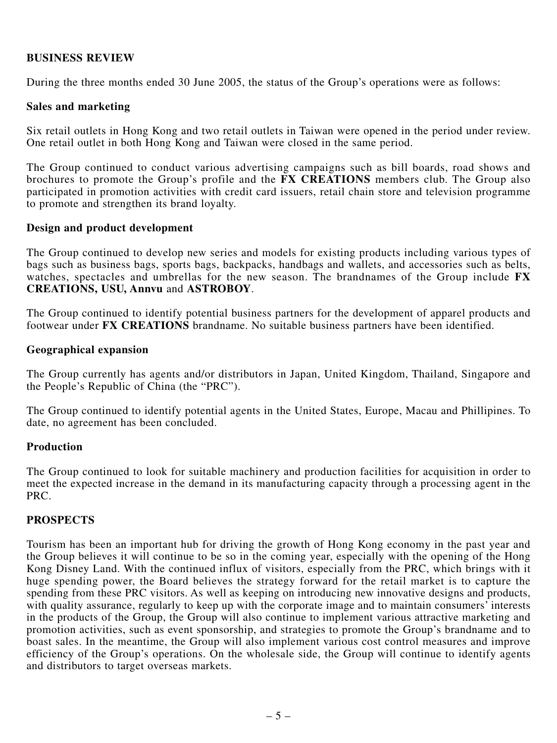## BUSINESS REVIEW

During the three months ended 30 June 2005, the status of the Group's operations were as follows:

### Sales and marketing

Six retail outlets in Hong Kong and two retail outlets in Taiwan were opened in the period under review. One retail outlet in both Hong Kong and Taiwan were closed in the same period.

The Group continued to conduct various advertising campaigns such as bill boards, road shows and brochures to promote the Group's profile and the **FX CREATIONS** members club. The Group also participated in promotion activities with credit card issuers, retail chain store and television programme to promote and strengthen its brand loyalty.

### Design and product development

The Group continued to develop new series and models for existing products including various types of bags such as business bags, sports bags, backpacks, handbags and wallets, and accessories such as belts, watches, spectacles and umbrellas for the new season. The brandnames of the Group include **FX CREATIONS, USU, Annvu** and **ASTROBOY**.

The Group continued to identify potential business partners for the development of apparel products and footwear under **FX CREATIONS** brandname. No suitable business partners have been identified.

### Geographical expansion

The Group currently has agents and/or distributors in Japan, United Kingdom, Thailand, Singapore and the People's Republic of China (the "PRC").

The Group continued to identify potential agents in the United States, Europe, Macau and Phillipines. To date, no agreement has been concluded.

### Production

The Group continued to look for suitable machinery and production facilities for acquisition in order to meet the expected increase in the demand in its manufacturing capacity through a processing agent in the PRC.

## PROSPECTS

Tourism has been an important hub for driving the growth of Hong Kong economy in the past year and the Group believes it will continue to be so in the coming year, especially with the opening of the Hong Kong Disney Land. With the continued influx of visitors, especially from the PRC, which brings with it huge spending power, the Board believes the strategy forward for the retail market is to capture the spending from these PRC visitors. As well as keeping on introducing new innovative designs and products, with quality assurance, regularly to keep up with the corporate image and to maintain consumers' interests in the products of the Group, the Group will also continue to implement various attractive marketing and promotion activities, such as event sponsorship, and strategies to promote the Group's brandname and to boast sales. In the meantime, the Group will also implement various cost control measures and improve efficiency of the Group's operations. On the wholesale side, the Group will continue to identify agents and distributors to target overseas markets.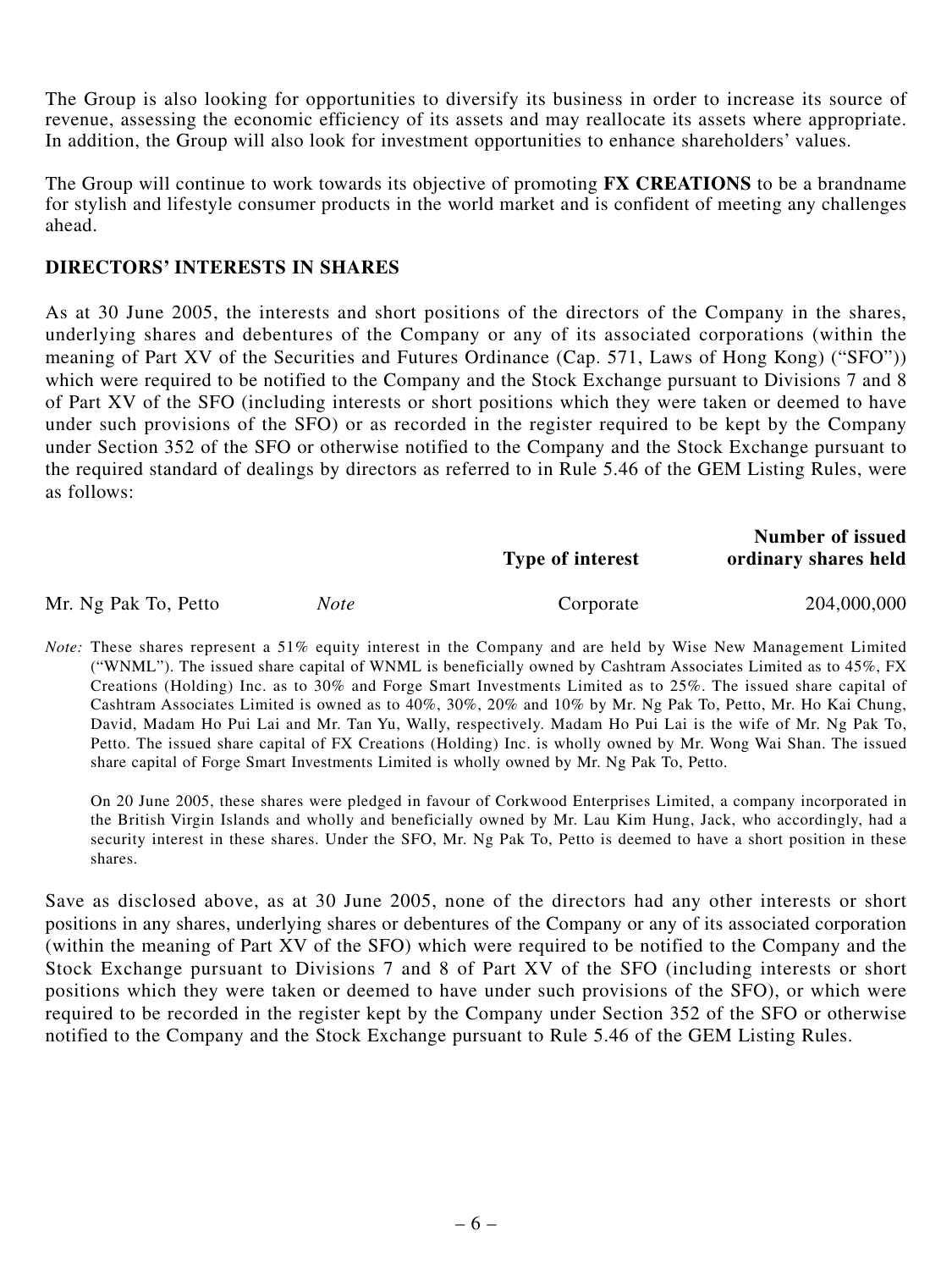The Group is also looking for opportunities to diversify its business in order to increase its source of revenue, assessing the economic efficiency of its assets and may reallocate its assets where appropriate. In addition, the Group will also look for investment opportunities to enhance shareholders' values.

The Group will continue to work towards its objective of promoting **FX CREATIONS** to be a brandname for stylish and lifestyle consumer products in the world market and is confident of meeting any challenges ahead.

## DIRECTORS' INTERESTS IN SHARES

As at 30 June 2005, the interests and short positions of the directors of the Company in the shares, underlying shares and debentures of the Company or any of its associated corporations (within the meaning of Part XV of the Securities and Futures Ordinance (Cap. 571, Laws of Hong Kong) ("SFO")) which were required to be notified to the Company and the Stock Exchange pursuant to Divisions 7 and 8 of Part XV of the SFO (including interests or short positions which they were taken or deemed to have under such provisions of the SFO) or as recorded in the register required to be kept by the Company under Section 352 of the SFO or otherwise notified to the Company and the Stock Exchange pursuant to the required standard of dealings by directors as referred to in Rule 5.46 of the GEM Listing Rules, were as follows:

| | | Type of interest | Number of issued ordinary shares held |
|---|---|---|---|
| Mr. Ng Pak To, Petto | *Note* | Corporate | 204,000,000 |

*Note:* These shares represent a 51% equity interest in the Company and are held by Wise New Management Limited ("WNML"). The issued share capital of WNML is beneficially owned by Cashtram Associates Limited as to 45%, FX Creations (Holding) Inc. as to 30% and Forge Smart Investments Limited as to 25%. The issued share capital of Cashtram Associates Limited is owned as to 40%, 30%, 20% and 10% by Mr. Ng Pak To, Petto, Mr. Ho Kai Chung, David, Madam Ho Pui Lai and Mr. Tan Yu, Wally, respectively. Madam Ho Pui Lai is the wife of Mr. Ng Pak To, Petto. The issued share capital of FX Creations (Holding) Inc. is wholly owned by Mr. Wong Wai Shan. The issued share capital of Forge Smart Investments Limited is wholly owned by Mr. Ng Pak To, Petto.

On 20 June 2005, these shares were pledged in favour of Corkwood Enterprises Limited, a company incorporated in the British Virgin Islands and wholly and beneficially owned by Mr. Lau Kim Hung, Jack, who accordingly, had a security interest in these shares. Under the SFO, Mr. Ng Pak To, Petto is deemed to have a short position in these shares.

Save as disclosed above, as at 30 June 2005, none of the directors had any other interests or short positions in any shares, underlying shares or debentures of the Company or any of its associated corporation (within the meaning of Part XV of the SFO) which were required to be notified to the Company and the Stock Exchange pursuant to Divisions 7 and 8 of Part XV of the SFO (including interests or short positions which they were taken or deemed to have under such provisions of the SFO), or which were required to be recorded in the register kept by the Company under Section 352 of the SFO or otherwise notified to the Company and the Stock Exchange pursuant to Rule 5.46 of the GEM Listing Rules.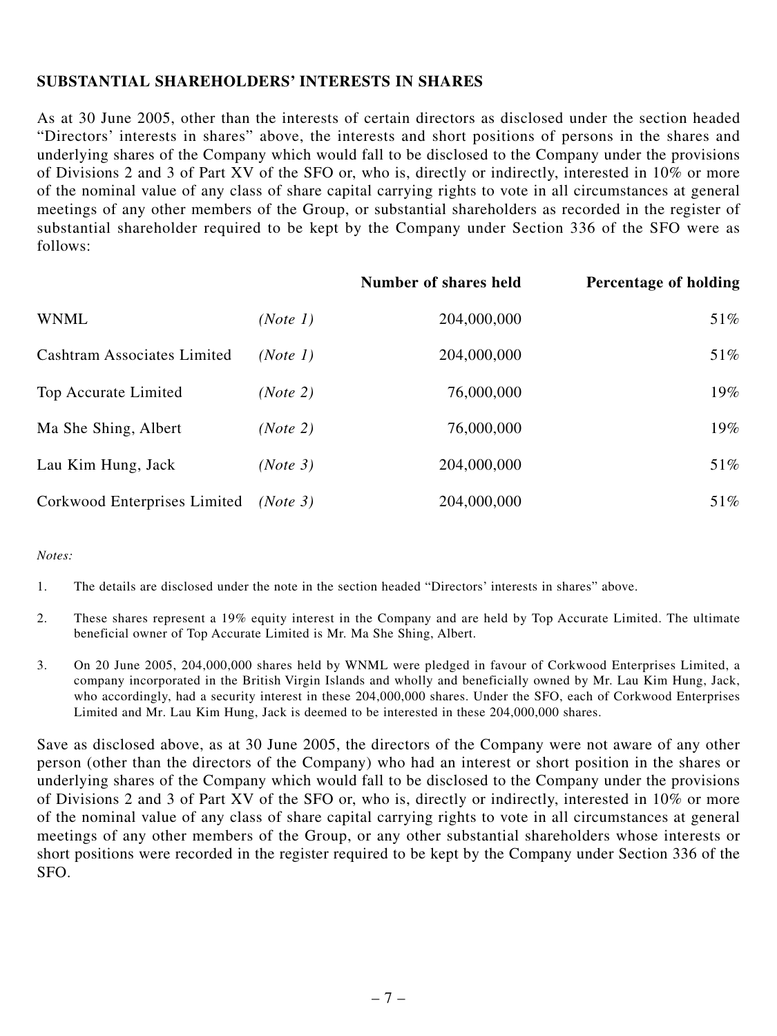## SUBSTANTIAL SHAREHOLDERS' INTERESTS IN SHARES

As at 30 June 2005, other than the interests of certain directors as disclosed under the section headed "Directors' interests in shares" above, the interests and short positions of persons in the shares and underlying shares of the Company which would fall to be disclosed to the Company under the provisions of Divisions 2 and 3 of Part XV of the SFO or, who is, directly or indirectly, interested in 10% or more of the nominal value of any class of share capital carrying rights to vote in all circumstances at general meetings of any other members of the Group, or substantial shareholders as recorded in the register of substantial shareholder required to be kept by the Company under Section 336 of the SFO were as follows:

| | | Number of shares held | Percentage of holding |
|---|---|---|---|
| WNML | *(Note 1)* | 204,000,000 | 51% |
| Cashtram Associates Limited | *(Note 1)* | 204,000,000 | 51% |
| Top Accurate Limited | *(Note 2)* | 76,000,000 | 19% |
| Ma She Shing, Albert | *(Note 2)* | 76,000,000 | 19% |
| Lau Kim Hung, Jack | *(Note 3)* | 204,000,000 | 51% |
| Corkwood Enterprises Limited | *(Note 3)* | 204,000,000 | 51% |

*Notes:*

1. The details are disclosed under the note in the section headed "Directors' interests in shares" above.

2. These shares represent a 19% equity interest in the Company and are held by Top Accurate Limited. The ultimate beneficial owner of Top Accurate Limited is Mr. Ma She Shing, Albert.

3. On 20 June 2005, 204,000,000 shares held by WNML were pledged in favour of Corkwood Enterprises Limited, a company incorporated in the British Virgin Islands and wholly and beneficially owned by Mr. Lau Kim Hung, Jack, who accordingly, had a security interest in these 204,000,000 shares. Under the SFO, each of Corkwood Enterprises Limited and Mr. Lau Kim Hung, Jack is deemed to be interested in these 204,000,000 shares.

Save as disclosed above, as at 30 June 2005, the directors of the Company were not aware of any other person (other than the directors of the Company) who had an interest or short position in the shares or underlying shares of the Company which would fall to be disclosed to the Company under the provisions of Divisions 2 and 3 of Part XV of the SFO or, who is, directly or indirectly, interested in 10% or more of the nominal value of any class of share capital carrying rights to vote in all circumstances at general meetings of any other members of the Group, or any other substantial shareholders whose interests or short positions were recorded in the register required to be kept by the Company under Section 336 of the SFO.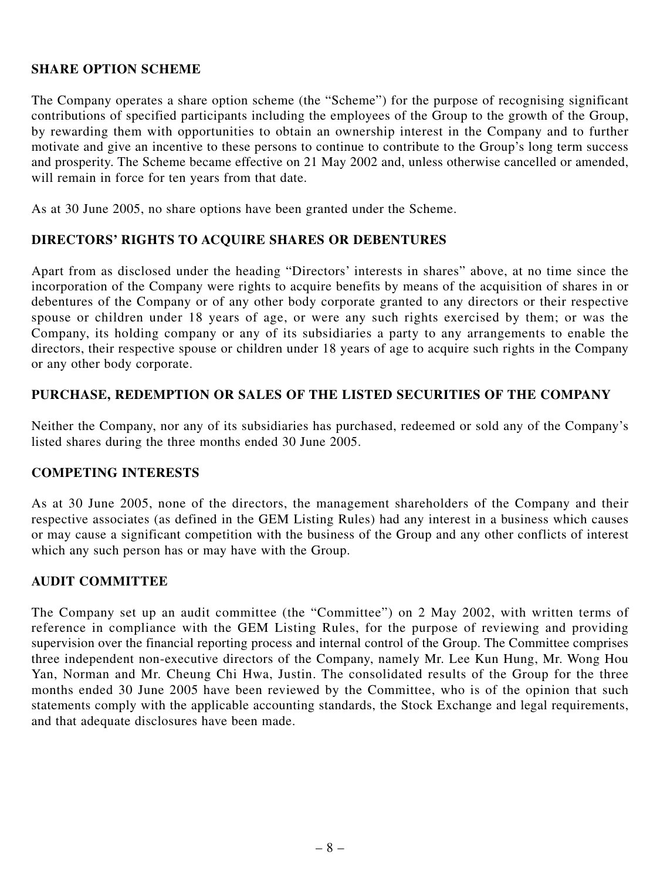## SHARE OPTION SCHEME

The Company operates a share option scheme (the "Scheme") for the purpose of recognising significant contributions of specified participants including the employees of the Group to the growth of the Group, by rewarding them with opportunities to obtain an ownership interest in the Company and to further motivate and give an incentive to these persons to continue to contribute to the Group's long term success and prosperity. The Scheme became effective on 21 May 2002 and, unless otherwise cancelled or amended, will remain in force for ten years from that date.

As at 30 June 2005, no share options have been granted under the Scheme.

## DIRECTORS' RIGHTS TO ACQUIRE SHARES OR DEBENTURES

Apart from as disclosed under the heading "Directors' interests in shares" above, at no time since the incorporation of the Company were rights to acquire benefits by means of the acquisition of shares in or debentures of the Company or of any other body corporate granted to any directors or their respective spouse or children under 18 years of age, or were any such rights exercised by them; or was the Company, its holding company or any of its subsidiaries a party to any arrangements to enable the directors, their respective spouse or children under 18 years of age to acquire such rights in the Company or any other body corporate.

## PURCHASE, REDEMPTION OR SALES OF THE LISTED SECURITIES OF THE COMPANY

Neither the Company, nor any of its subsidiaries has purchased, redeemed or sold any of the Company's listed shares during the three months ended 30 June 2005.

## COMPETING INTERESTS

As at 30 June 2005, none of the directors, the management shareholders of the Company and their respective associates (as defined in the GEM Listing Rules) had any interest in a business which causes or may cause a significant competition with the business of the Group and any other conflicts of interest which any such person has or may have with the Group.

## AUDIT COMMITTEE

The Company set up an audit committee (the "Committee") on 2 May 2002, with written terms of reference in compliance with the GEM Listing Rules, for the purpose of reviewing and providing supervision over the financial reporting process and internal control of the Group. The Committee comprises three independent non-executive directors of the Company, namely Mr. Lee Kun Hung, Mr. Wong Hou Yan, Norman and Mr. Cheung Chi Hwa, Justin. The consolidated results of the Group for the three months ended 30 June 2005 have been reviewed by the Committee, who is of the opinion that such statements comply with the applicable accounting standards, the Stock Exchange and legal requirements, and that adequate disclosures have been made.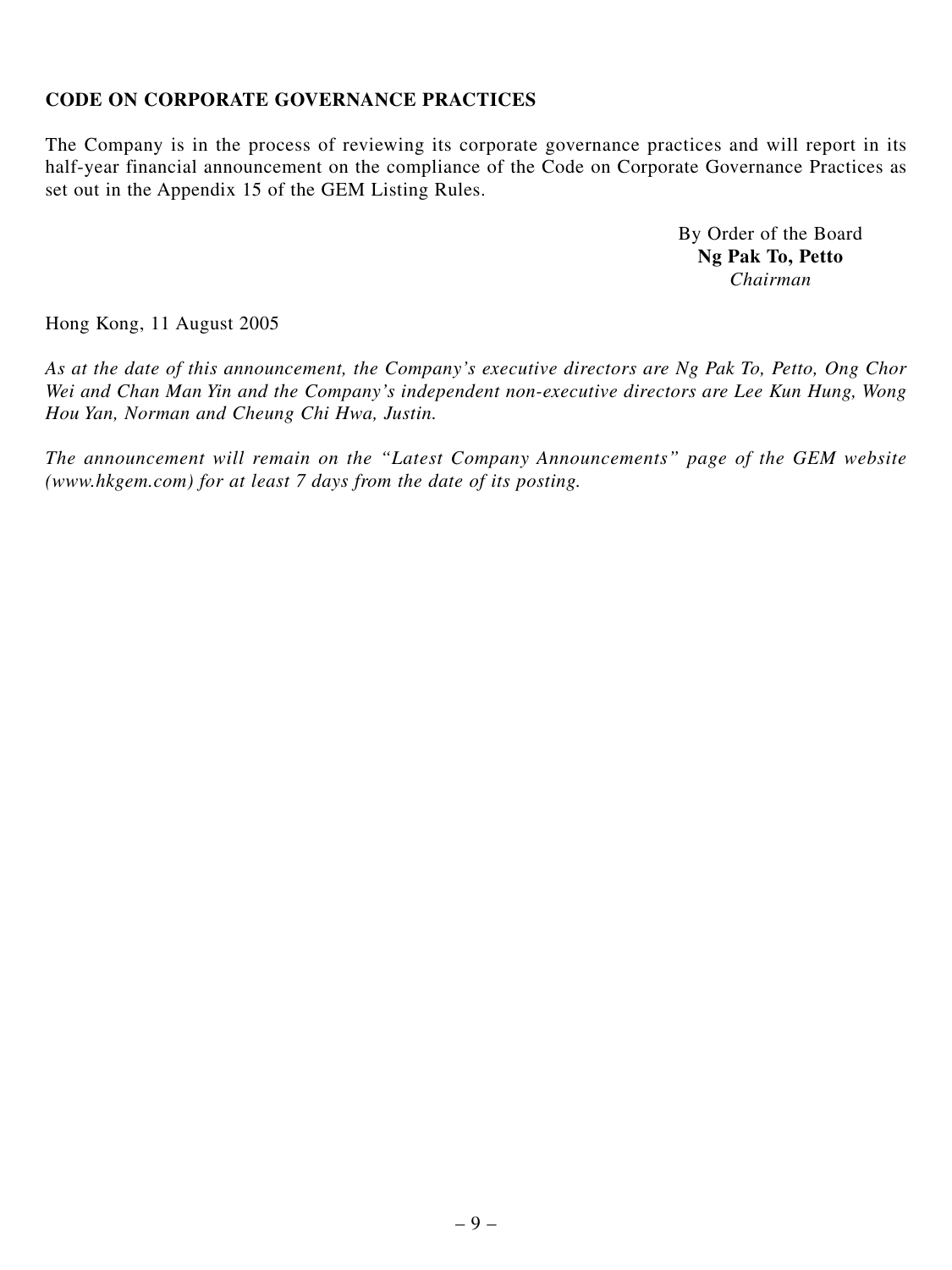## CODE ON CORPORATE GOVERNANCE PRACTICES

The Company is in the process of reviewing its corporate governance practices and will report in its half-year financial announcement on the compliance of the Code on Corporate Governance Practices as set out in the Appendix 15 of the GEM Listing Rules.

By Order of the Board
**Ng Pak To, Petto**
*Chairman*

Hong Kong, 11 August 2005

*As at the date of this announcement, the Company's executive directors are Ng Pak To, Petto, Ong Chor Wei and Chan Man Yin and the Company's independent non-executive directors are Lee Kun Hung, Wong Hou Yan, Norman and Cheung Chi Hwa, Justin.*

*The announcement will remain on the "Latest Company Announcements" page of the GEM website (www.hkgem.com) for at least 7 days from the date of its posting.*